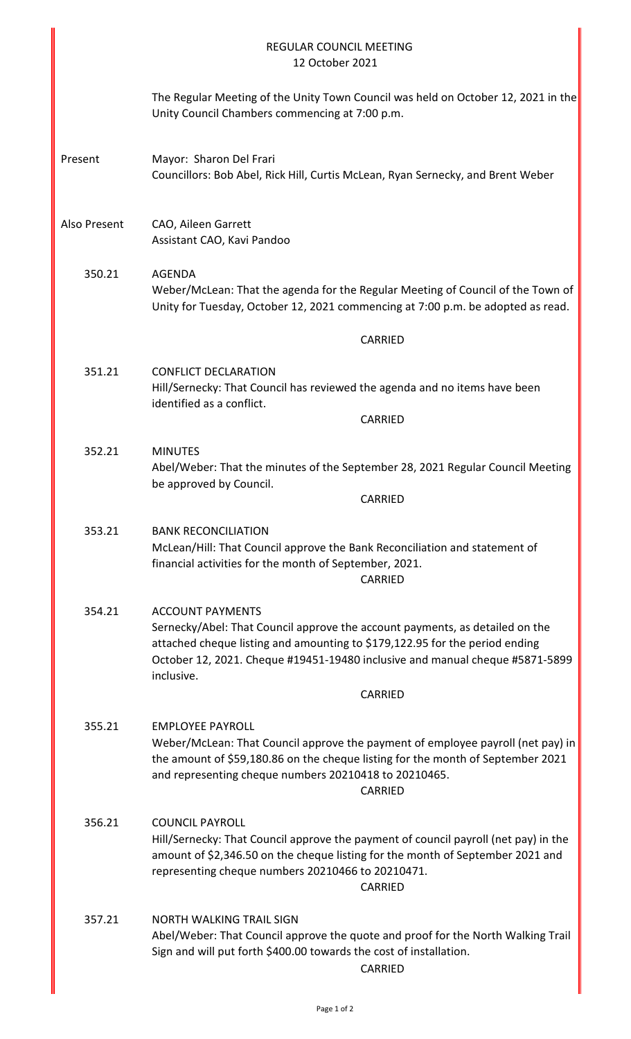# REGULAR COUNCIL MEETING
12 October 2021

The Regular Meeting of the Unity Town Council was held on October 12, 2021 in the Unity Council Chambers commencing at 7:00 p.m.

**Present**

Mayor: Sharon Del Frari
Councillors: Bob Abel, Rick Hill, Curtis McLean, Ryan Sernecky, and Brent Weber

**Also Present**

CAO, Aileen Garrett
Assistant CAO, Kavi Pandoo

**350.21 AGENDA**

Weber/McLean: That the agenda for the Regular Meeting of Council of the Town of Unity for Tuesday, October 12, 2021 commencing at 7:00 p.m. be adopted as read.

CARRIED

**351.21 CONFLICT DECLARATION**

Hill/Sernecky: That Council has reviewed the agenda and no items have been identified as a conflict.

CARRIED

**352.21 MINUTES**

Abel/Weber: That the minutes of the September 28, 2021 Regular Council Meeting be approved by Council.

CARRIED

**353.21 BANK RECONCILIATION**

McLean/Hill: That Council approve the Bank Reconciliation and statement of financial activities for the month of September, 2021.

CARRIED

**354.21 ACCOUNT PAYMENTS**

Sernecky/Abel: That Council approve the account payments, as detailed on the attached cheque listing and amounting to $179,122.95 for the period ending October 12, 2021. Cheque #19451-19480 inclusive and manual cheque #5871-5899 inclusive.

CARRIED

**355.21 EMPLOYEE PAYROLL**

Weber/McLean: That Council approve the payment of employee payroll (net pay) in the amount of $59,180.86 on the cheque listing for the month of September 2021 and representing cheque numbers 20210418 to 20210465.

CARRIED

**356.21 COUNCIL PAYROLL**

Hill/Sernecky: That Council approve the payment of council payroll (net pay) in the amount of $2,346.50 on the cheque listing for the month of September 2021 and representing cheque numbers 20210466 to 20210471.

CARRIED

**357.21 NORTH WALKING TRAIL SIGN**

Abel/Weber: That Council approve the quote and proof for the North Walking Trail Sign and will put forth $400.00 towards the cost of installation.

CARRIED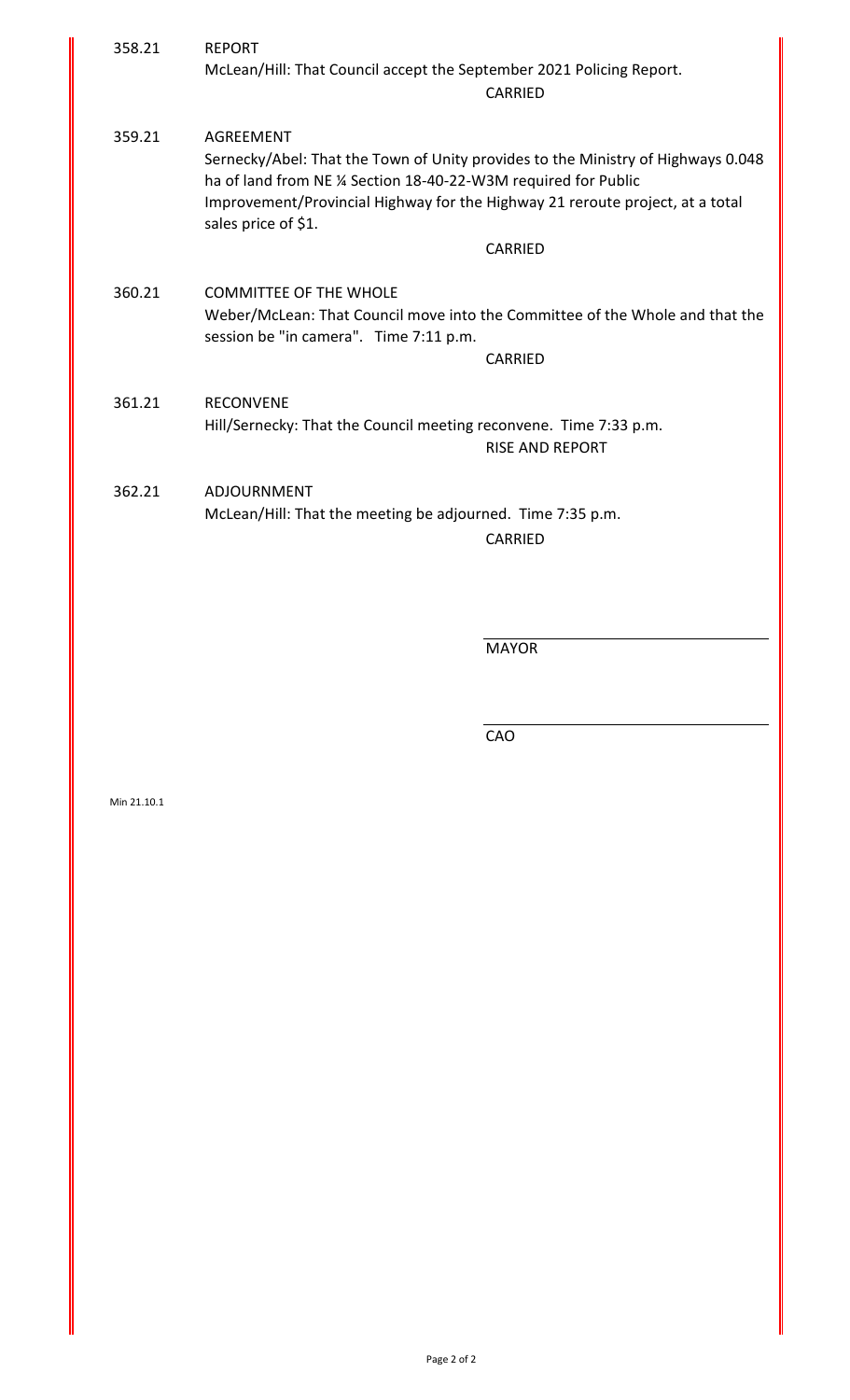358.21 REPORT

McLean/Hill: That Council accept the September 2021 Policing Report.

CARRIED

359.21 AGREEMENT

Sernecky/Abel: That the Town of Unity provides to the Ministry of Highways 0.048 ha of land from NE ¼ Section 18-40-22-W3M required for Public Improvement/Provincial Highway for the Highway 21 reroute project, at a total sales price of $1.

CARRIED

360.21 COMMITTEE OF THE WHOLE

Weber/McLean: That Council move into the Committee of the Whole and that the session be "in camera". Time 7:11 p.m.

CARRIED

361.21 RECONVENE

Hill/Sernecky: That the Council meeting reconvene. Time 7:33 p.m.

RISE AND REPORT

362.21 ADJOURNMENT

McLean/Hill: That the meeting be adjourned. Time 7:35 p.m.

CARRIED

MAYOR

CAO

Min 21.10.1